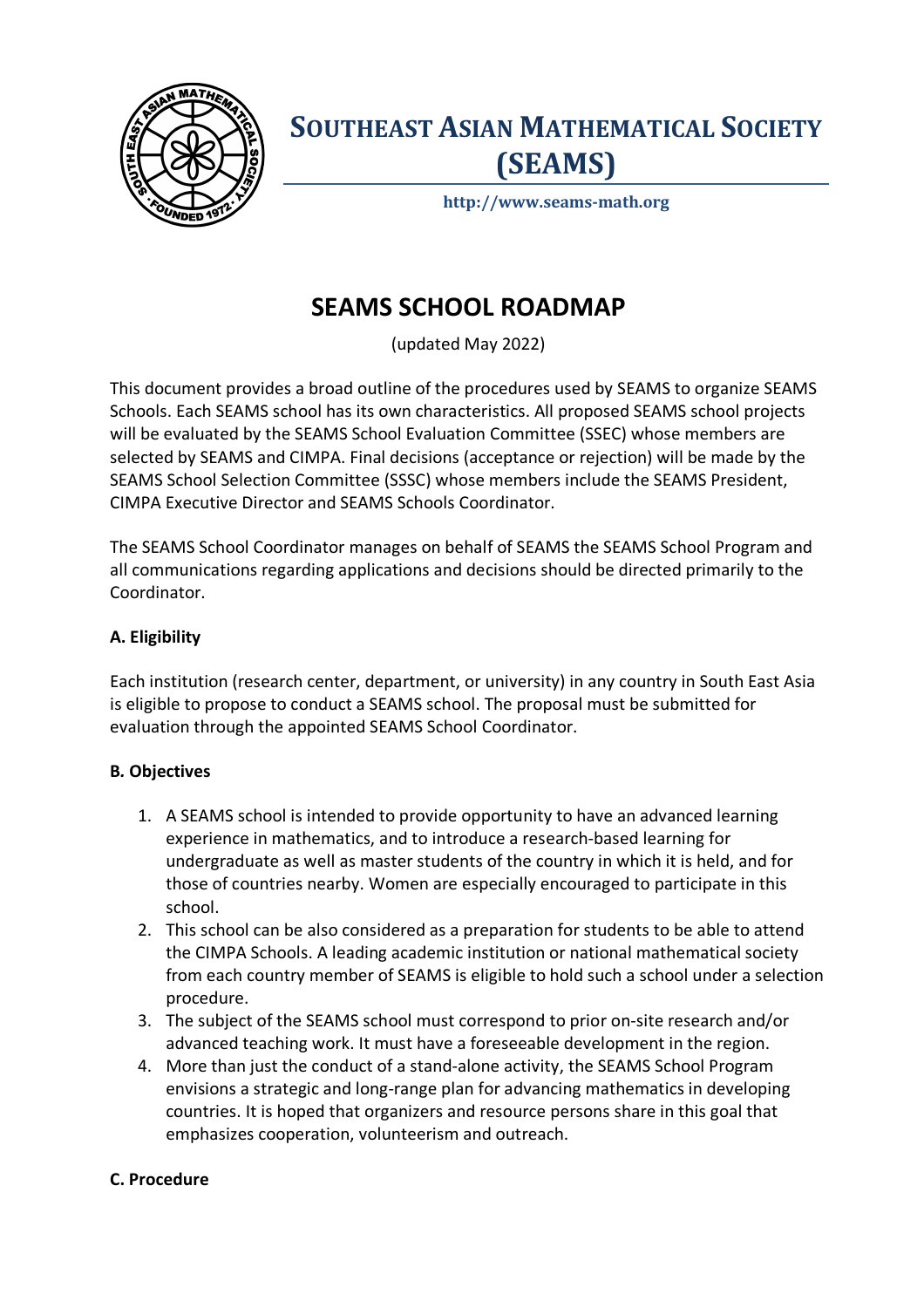# SOUTHEAST ASIAN MATHEMATICAL SOCIETY (SEAMS)

http://www.seams-math.org

## SEAMS SCHOOL ROADMAP

(updated May 2022)

This document provides a broad outline of the procedures used by SEAMS to organize SEAMS Schools. Each SEAMS school has its own characteristics. All proposed SEAMS school projects will be evaluated by the SEAMS School Evaluation Committee (SSEC) whose members are selected by SEAMS and CIMPA. Final decisions (acceptance or rejection) will be made by the SEAMS School Selection Committee (SSSC) whose members include the SEAMS President, CIMPA Executive Director and SEAMS Schools Coordinator.

The SEAMS School Coordinator manages on behalf of SEAMS the SEAMS School Program and all communications regarding applications and decisions should be directed primarily to the Coordinator.

### A. Eligibility

Each institution (research center, department, or university) in any country in South East Asia is eligible to propose to conduct a SEAMS school. The proposal must be submitted for evaluation through the appointed SEAMS School Coordinator.

### B. Objectives

1. A SEAMS school is intended to provide opportunity to have an advanced learning experience in mathematics, and to introduce a research-based learning for undergraduate as well as master students of the country in which it is held, and for those of countries nearby. Women are especially encouraged to participate in this school.
2. This school can be also considered as a preparation for students to be able to attend the CIMPA Schools. A leading academic institution or national mathematical society from each country member of SEAMS is eligible to hold such a school under a selection procedure.
3. The subject of the SEAMS school must correspond to prior on-site research and/or advanced teaching work. It must have a foreseeable development in the region.
4. More than just the conduct of a stand-alone activity, the SEAMS School Program envisions a strategic and long-range plan for advancing mathematics in developing countries. It is hoped that organizers and resource persons share in this goal that emphasizes cooperation, volunteerism and outreach.

### C. Procedure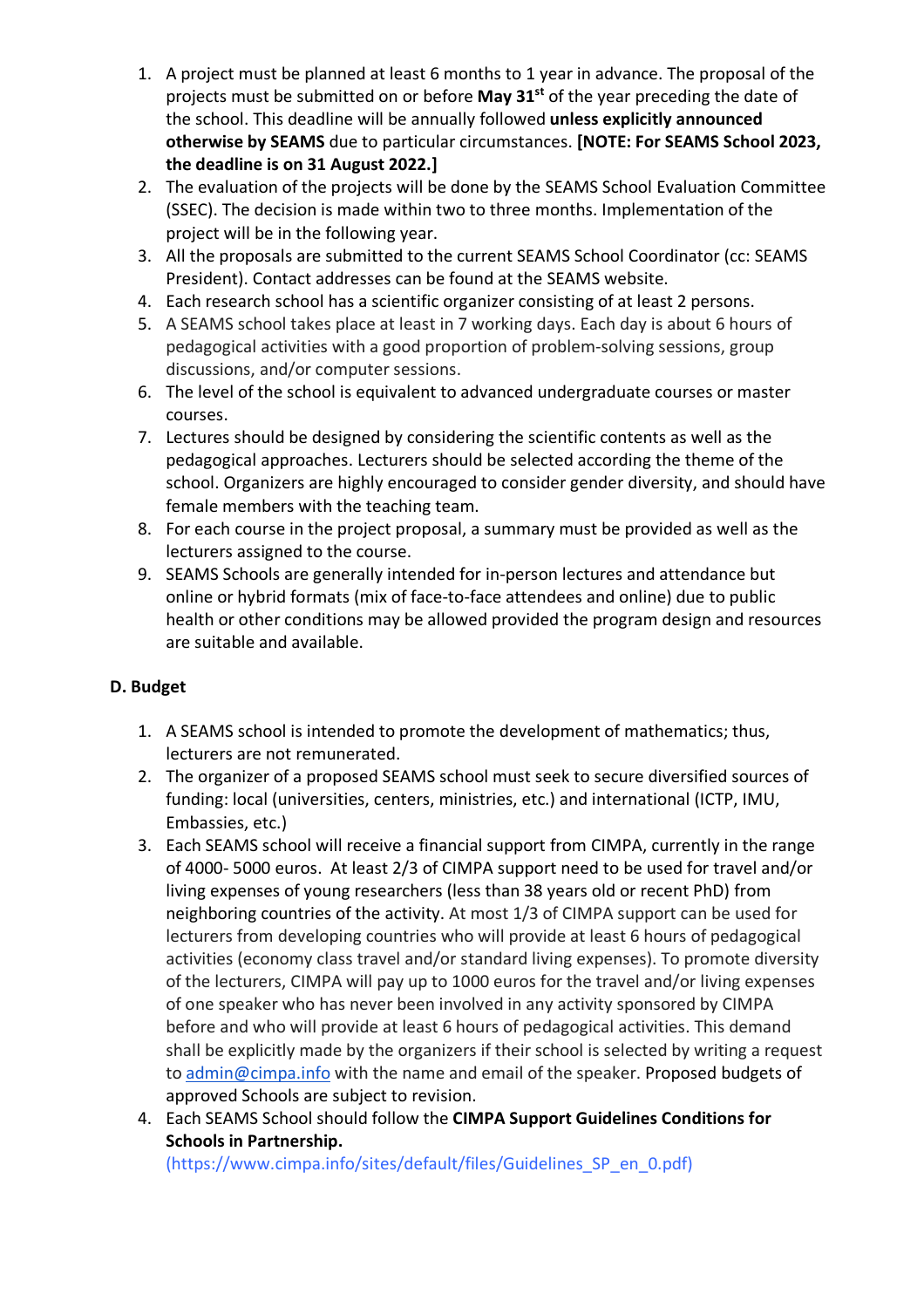1. A project must be planned at least 6 months to 1 year in advance. The proposal of the projects must be submitted on or before **May 31st** of the year preceding the date of the school. This deadline will be annually followed **unless explicitly announced otherwise by SEAMS** due to particular circumstances. **[NOTE: For SEAMS School 2023, the deadline is on 31 August 2022.]**
2. The evaluation of the projects will be done by the SEAMS School Evaluation Committee (SSEC). The decision is made within two to three months. Implementation of the project will be in the following year.
3. All the proposals are submitted to the current SEAMS School Coordinator (cc: SEAMS President). Contact addresses can be found at the SEAMS website.
4. Each research school has a scientific organizer consisting of at least 2 persons.
5. A SEAMS school takes place at least in 7 working days. Each day is about 6 hours of pedagogical activities with a good proportion of problem-solving sessions, group discussions, and/or computer sessions.
6. The level of the school is equivalent to advanced undergraduate courses or master courses.
7. Lectures should be designed by considering the scientific contents as well as the pedagogical approaches. Lecturers should be selected according the theme of the school. Organizers are highly encouraged to consider gender diversity, and should have female members with the teaching team.
8. For each course in the project proposal, a summary must be provided as well as the lecturers assigned to the course.
9. SEAMS Schools are generally intended for in-person lectures and attendance but online or hybrid formats (mix of face-to-face attendees and online) due to public health or other conditions may be allowed provided the program design and resources are suitable and available.

**D. Budget**

1. A SEAMS school is intended to promote the development of mathematics; thus, lecturers are not remunerated.
2. The organizer of a proposed SEAMS school must seek to secure diversified sources of funding: local (universities, centers, ministries, etc.) and international (ICTP, IMU, Embassies, etc.)
3. Each SEAMS school will receive a financial support from CIMPA, currently in the range of 4000- 5000 euros. At least 2/3 of CIMPA support need to be used for travel and/or living expenses of young researchers (less than 38 years old or recent PhD) from neighboring countries of the activity. At most 1/3 of CIMPA support can be used for lecturers from developing countries who will provide at least 6 hours of pedagogical activities (economy class travel and/or standard living expenses). To promote diversity of the lecturers, CIMPA will pay up to 1000 euros for the travel and/or living expenses of one speaker who has never been involved in any activity sponsored by CIMPA before and who will provide at least 6 hours of pedagogical activities. This demand shall be explicitly made by the organizers if their school is selected by writing a request to admin@cimpa.info with the name and email of the speaker. Proposed budgets of approved Schools are subject to revision.
4. Each SEAMS School should follow the **CIMPA Support Guidelines Conditions for Schools in Partnership.** (https://www.cimpa.info/sites/default/files/Guidelines_SP_en_0.pdf)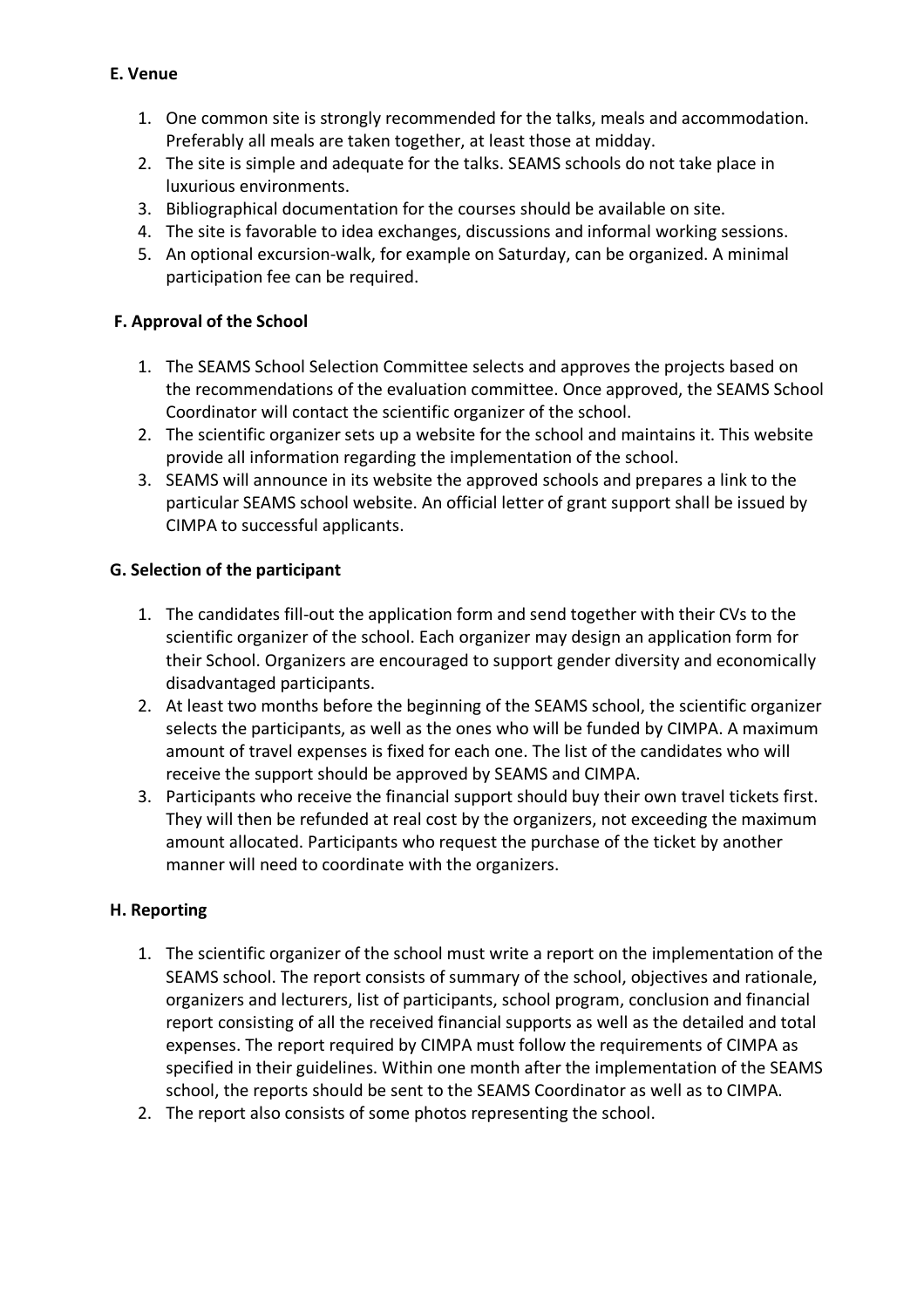**E. Venue**

1. One common site is strongly recommended for the talks, meals and accommodation. Preferably all meals are taken together, at least those at midday.
2. The site is simple and adequate for the talks. SEAMS schools do not take place in luxurious environments.
3. Bibliographical documentation for the courses should be available on site.
4. The site is favorable to idea exchanges, discussions and informal working sessions.
5. An optional excursion-walk, for example on Saturday, can be organized. A minimal participation fee can be required.

**F. Approval of the School**

1. The SEAMS School Selection Committee selects and approves the projects based on the recommendations of the evaluation committee. Once approved, the SEAMS School Coordinator will contact the scientific organizer of the school.
2. The scientific organizer sets up a website for the school and maintains it. This website provide all information regarding the implementation of the school.
3. SEAMS will announce in its website the approved schools and prepares a link to the particular SEAMS school website. An official letter of grant support shall be issued by CIMPA to successful applicants.

**G. Selection of the participant**

1. The candidates fill-out the application form and send together with their CVs to the scientific organizer of the school. Each organizer may design an application form for their School. Organizers are encouraged to support gender diversity and economically disadvantaged participants.
2. At least two months before the beginning of the SEAMS school, the scientific organizer selects the participants, as well as the ones who will be funded by CIMPA. A maximum amount of travel expenses is fixed for each one. The list of the candidates who will receive the support should be approved by SEAMS and CIMPA.
3. Participants who receive the financial support should buy their own travel tickets first. They will then be refunded at real cost by the organizers, not exceeding the maximum amount allocated. Participants who request the purchase of the ticket by another manner will need to coordinate with the organizers.

**H. Reporting**

1. The scientific organizer of the school must write a report on the implementation of the SEAMS school. The report consists of summary of the school, objectives and rationale, organizers and lecturers, list of participants, school program, conclusion and financial report consisting of all the received financial supports as well as the detailed and total expenses. The report required by CIMPA must follow the requirements of CIMPA as specified in their guidelines. Within one month after the implementation of the SEAMS school, the reports should be sent to the SEAMS Coordinator as well as to CIMPA.
2. The report also consists of some photos representing the school.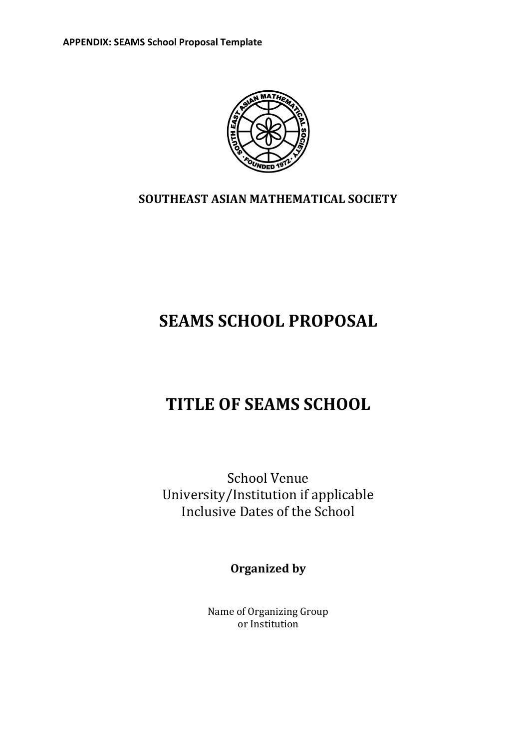**APPENDIX: SEAMS School Proposal Template**

**SOUTHEAST ASIAN MATHEMATICAL SOCIETY**

# SEAMS SCHOOL PROPOSAL

# TITLE OF SEAMS SCHOOL

School Venue
University/Institution if applicable
Inclusive Dates of the School

**Organized by**

Name of Organizing Group
or Institution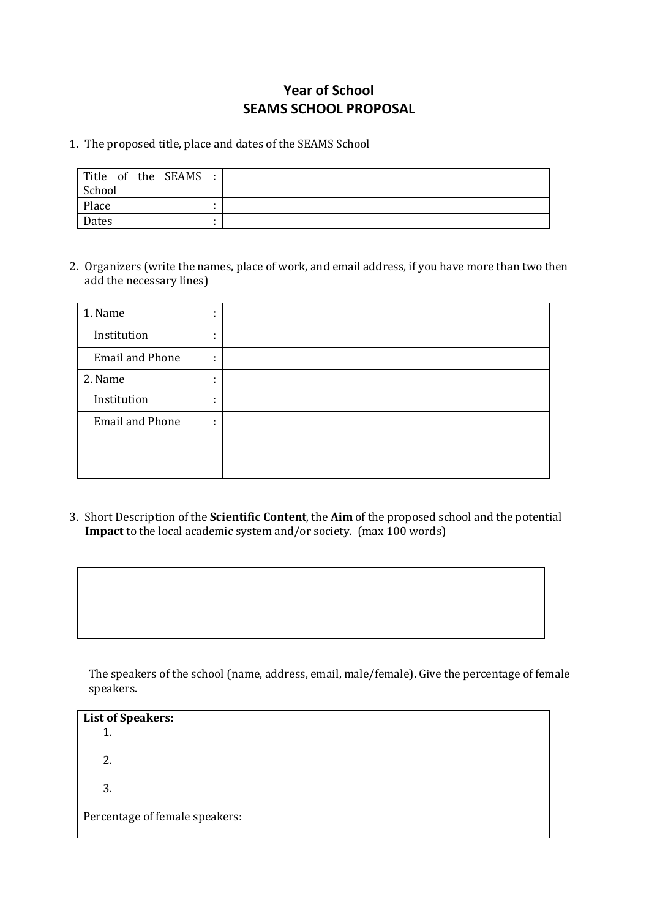# Year of School
# SEAMS SCHOOL PROPOSAL

1. The proposed title, place and dates of the SEAMS School

| | |
|---|---|
| Title of the SEAMS School : | |
| Place : | |
| Dates : | |

2. Organizers (write the names, place of work, and email address, if you have more than two then add the necessary lines)

| | |
|---|---|
| 1. Name : | |
| Institution : | |
| Email and Phone : | |
| 2. Name : | |
| Institution : | |
| Email and Phone : | |
| | |
| | |

3. Short Description of the **Scientific Content**, the **Aim** of the proposed school and the potential **Impact** to the local academic system and/or society. (max 100 words)

| |
|---|
| |

The speakers of the school (name, address, email, male/female). Give the percentage of female speakers.

**List of Speakers:**

1.
2.
3.

Percentage of female speakers: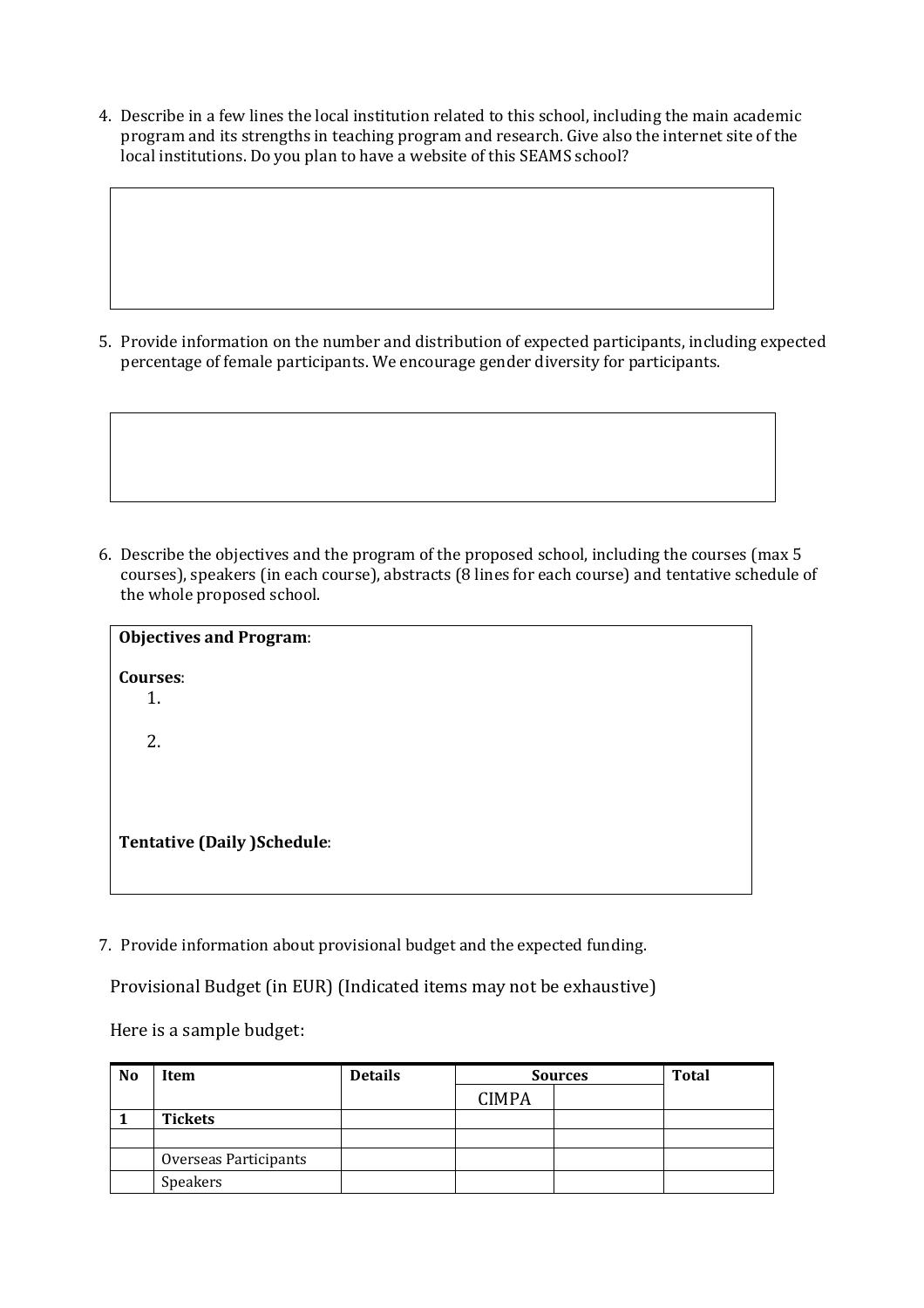4. Describe in a few lines the local institution related to this school, including the main academic program and its strengths in teaching program and research. Give also the internet site of the local institutions. Do you plan to have a website of this SEAMS school?

5. Provide information on the number and distribution of expected participants, including expected percentage of female participants. We encourage gender diversity for participants.

6. Describe the objectives and the program of the proposed school, including the courses (max 5 courses), speakers (in each course), abstracts (8 lines for each course) and tentative schedule of the whole proposed school.

**Objectives and Program**:

**Courses**:

1.

2.

**Tentative (Daily )Schedule**:

7. Provide information about provisional budget and the expected funding.

Provisional Budget (in EUR) (Indicated items may not be exhaustive)

Here is a sample budget:

| No | Item | Details | Sources | | Total |
|---|---|---|---|---|---|
| | | | CIMPA | | |
| **1** | **Tickets** | | | | |
| | | | | | |
| | Overseas Participants | | | | |
| | Speakers | | | | |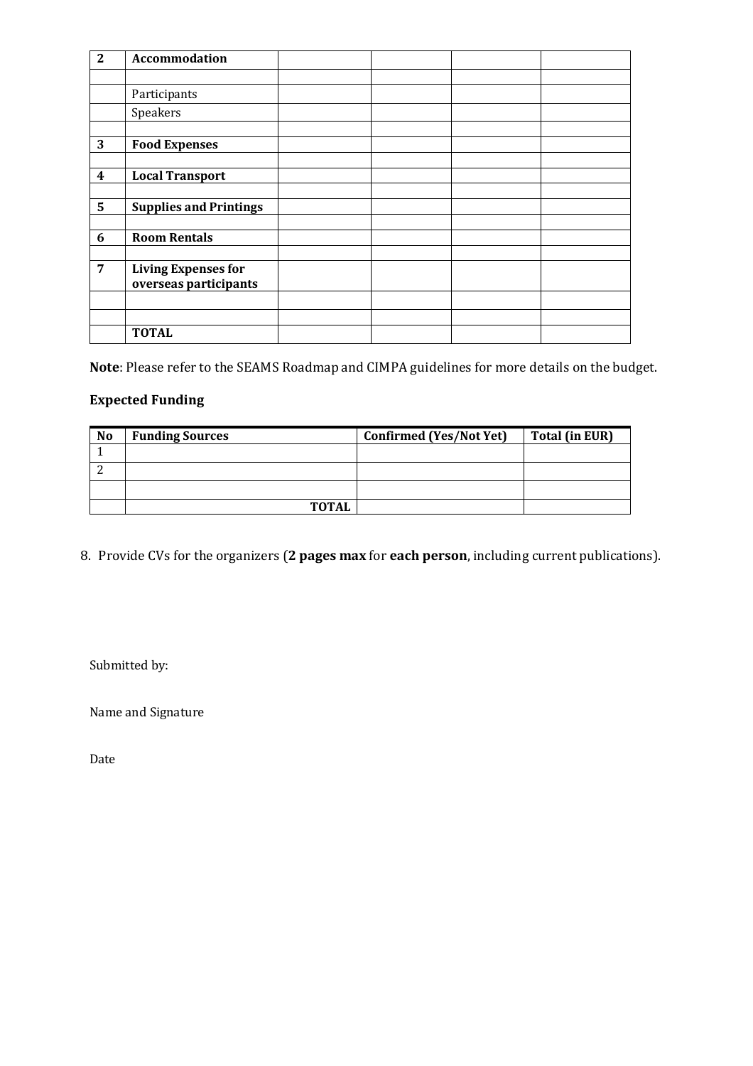| | | | | | |
|---|---|---|---|---|---|
| **2** | **Accommodation** | | | | |
| | | | | | |
| | Participants | | | | |
| | Speakers | | | | |
| | | | | | |
| **3** | **Food Expenses** | | | | |
| | | | | | |
| **4** | **Local Transport** | | | | |
| | | | | | |
| **5** | **Supplies and Printings** | | | | |
| | | | | | |
| **6** | **Room Rentals** | | | | |
| | | | | | |
| **7** | **Living Expenses for overseas participants** | | | | |
| | | | | | |
| | | | | | |
| | **TOTAL** | | | | |

**Note**: Please refer to the SEAMS Roadmap and CIMPA guidelines for more details on the budget.

**Expected Funding**

| No | Funding Sources | Confirmed (Yes/Not Yet) | Total (in EUR) |
|---|---|---|---|
| 1 | | | |
| 2 | | | |
| | | | |
| | **TOTAL** | | |

8. Provide CVs for the organizers (**2 pages max** for **each person**, including current publications).

Submitted by:

Name and Signature

Date